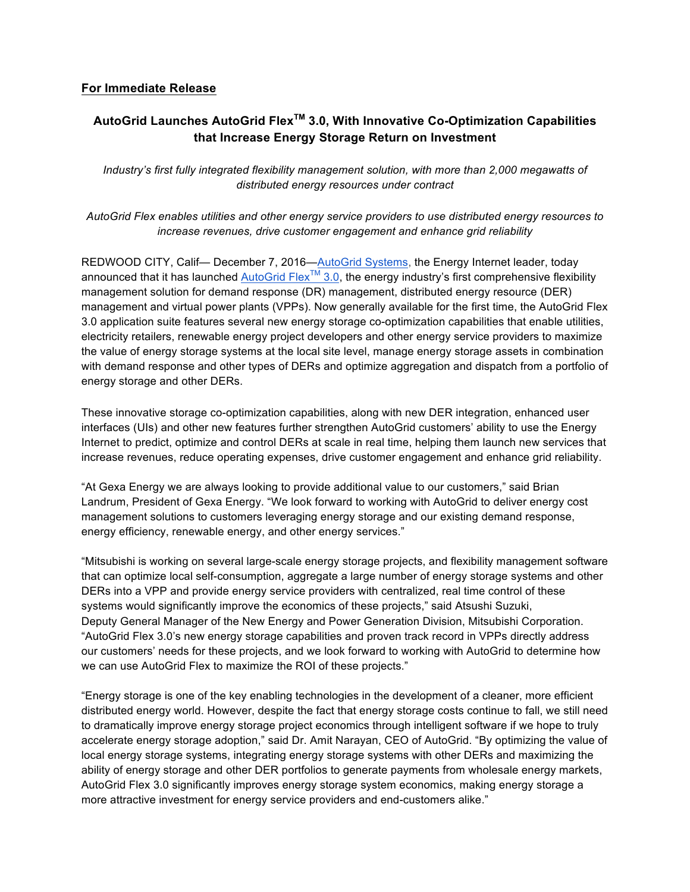**For Immediate Release**

## AutoGrid Launches AutoGrid Flex[TM] 3.0, With Innovative Co-Optimization Capabilities that Increase Energy Storage Return on Investment

*Industry's first fully integrated flexibility management solution, with more than 2,000 megawatts of distributed energy resources under contract*

*AutoGrid Flex enables utilities and other energy service providers to use distributed energy resources to increase revenues, drive customer engagement and enhance grid reliability*

REDWOOD CITY, Calif— December 7, 2016—AutoGrid Systems, the Energy Internet leader, today announced that it has launched AutoGrid Flex[TM] 3.0, the energy industry's first comprehensive flexibility management solution for demand response (DR) management, distributed energy resource (DER) management and virtual power plants (VPPs). Now generally available for the first time, the AutoGrid Flex 3.0 application suite features several new energy storage co-optimization capabilities that enable utilities, electricity retailers, renewable energy project developers and other energy service providers to maximize the value of energy storage systems at the local site level, manage energy storage assets in combination with demand response and other types of DERs and optimize aggregation and dispatch from a portfolio of energy storage and other DERs.

These innovative storage co-optimization capabilities, along with new DER integration, enhanced user interfaces (UIs) and other new features further strengthen AutoGrid customers' ability to use the Energy Internet to predict, optimize and control DERs at scale in real time, helping them launch new services that increase revenues, reduce operating expenses, drive customer engagement and enhance grid reliability.

"At Gexa Energy we are always looking to provide additional value to our customers," said Brian Landrum, President of Gexa Energy. "We look forward to working with AutoGrid to deliver energy cost management solutions to customers leveraging energy storage and our existing demand response, energy efficiency, renewable energy, and other energy services."

"Mitsubishi is working on several large-scale energy storage projects, and flexibility management software that can optimize local self-consumption, aggregate a large number of energy storage systems and other DERs into a VPP and provide energy service providers with centralized, real time control of these systems would significantly improve the economics of these projects," said Atsushi Suzuki, Deputy General Manager of the New Energy and Power Generation Division, Mitsubishi Corporation. "AutoGrid Flex 3.0's new energy storage capabilities and proven track record in VPPs directly address our customers' needs for these projects, and we look forward to working with AutoGrid to determine how we can use AutoGrid Flex to maximize the ROI of these projects."

"Energy storage is one of the key enabling technologies in the development of a cleaner, more efficient distributed energy world. However, despite the fact that energy storage costs continue to fall, we still need to dramatically improve energy storage project economics through intelligent software if we hope to truly accelerate energy storage adoption," said Dr. Amit Narayan, CEO of AutoGrid. "By optimizing the value of local energy storage systems, integrating energy storage systems with other DERs and maximizing the ability of energy storage and other DER portfolios to generate payments from wholesale energy markets, AutoGrid Flex 3.0 significantly improves energy storage system economics, making energy storage a more attractive investment for energy service providers and end-customers alike."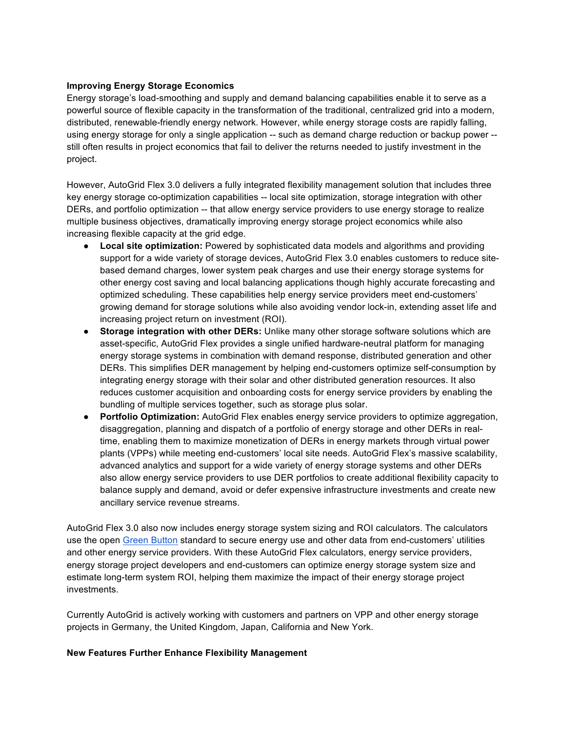**Improving Energy Storage Economics**

Energy storage's load-smoothing and supply and demand balancing capabilities enable it to serve as a powerful source of flexible capacity in the transformation of the traditional, centralized grid into a modern, distributed, renewable-friendly energy network. However, while energy storage costs are rapidly falling, using energy storage for only a single application -- such as demand charge reduction or backup power -- still often results in project economics that fail to deliver the returns needed to justify investment in the project.

However, AutoGrid Flex 3.0 delivers a fully integrated flexibility management solution that includes three key energy storage co-optimization capabilities -- local site optimization, storage integration with other DERs, and portfolio optimization -- that allow energy service providers to use energy storage to realize multiple business objectives, dramatically improving energy storage project economics while also increasing flexible capacity at the grid edge.

- **Local site optimization:** Powered by sophisticated data models and algorithms and providing support for a wide variety of storage devices, AutoGrid Flex 3.0 enables customers to reduce site-based demand charges, lower system peak charges and use their energy storage systems for other energy cost saving and local balancing applications though highly accurate forecasting and optimized scheduling. These capabilities help energy service providers meet end-customers' growing demand for storage solutions while also avoiding vendor lock-in, extending asset life and increasing project return on investment (ROI).
- **Storage integration with other DERs:** Unlike many other storage software solutions which are asset-specific, AutoGrid Flex provides a single unified hardware-neutral platform for managing energy storage systems in combination with demand response, distributed generation and other DERs. This simplifies DER management by helping end-customers optimize self-consumption by integrating energy storage with their solar and other distributed generation resources. It also reduces customer acquisition and onboarding costs for energy service providers by enabling the bundling of multiple services together, such as storage plus solar.
- **Portfolio Optimization:** AutoGrid Flex enables energy service providers to optimize aggregation, disaggregation, planning and dispatch of a portfolio of energy storage and other DERs in real-time, enabling them to maximize monetization of DERs in energy markets through virtual power plants (VPPs) while meeting end-customers' local site needs. AutoGrid Flex's massive scalability, advanced analytics and support for a wide variety of energy storage systems and other DERs also allow energy service providers to use DER portfolios to create additional flexibility capacity to balance supply and demand, avoid or defer expensive infrastructure investments and create new ancillary service revenue streams.

AutoGrid Flex 3.0 also now includes energy storage system sizing and ROI calculators. The calculators use the open Green Button standard to secure energy use and other data from end-customers' utilities and other energy service providers. With these AutoGrid Flex calculators, energy service providers, energy storage project developers and end-customers can optimize energy storage system size and estimate long-term system ROI, helping them maximize the impact of their energy storage project investments.

Currently AutoGrid is actively working with customers and partners on VPP and other energy storage projects in Germany, the United Kingdom, Japan, California and New York.

**New Features Further Enhance Flexibility Management**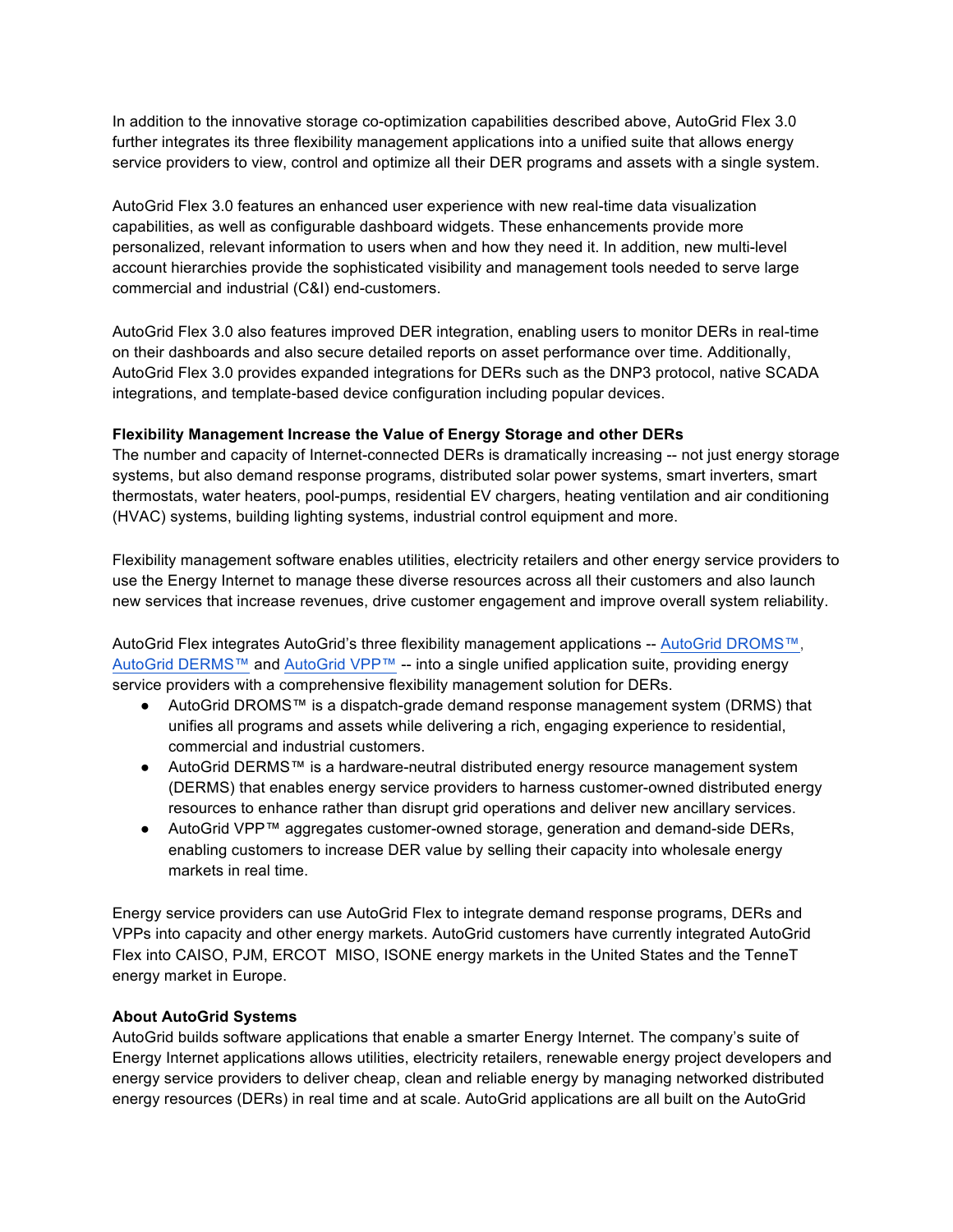In addition to the innovative storage co-optimization capabilities described above, AutoGrid Flex 3.0 further integrates its three flexibility management applications into a unified suite that allows energy service providers to view, control and optimize all their DER programs and assets with a single system.

AutoGrid Flex 3.0 features an enhanced user experience with new real-time data visualization capabilities, as well as configurable dashboard widgets. These enhancements provide more personalized, relevant information to users when and how they need it. In addition, new multi-level account hierarchies provide the sophisticated visibility and management tools needed to serve large commercial and industrial (C&I) end-customers.

AutoGrid Flex 3.0 also features improved DER integration, enabling users to monitor DERs in real-time on their dashboards and also secure detailed reports on asset performance over time. Additionally, AutoGrid Flex 3.0 provides expanded integrations for DERs such as the DNP3 protocol, native SCADA integrations, and template-based device configuration including popular devices.

**Flexibility Management Increase the Value of Energy Storage and other DERs**

The number and capacity of Internet-connected DERs is dramatically increasing -- not just energy storage systems, but also demand response programs, distributed solar power systems, smart inverters, smart thermostats, water heaters, pool-pumps, residential EV chargers, heating ventilation and air conditioning (HVAC) systems, building lighting systems, industrial control equipment and more.

Flexibility management software enables utilities, electricity retailers and other energy service providers to use the Energy Internet to manage these diverse resources across all their customers and also launch new services that increase revenues, drive customer engagement and improve overall system reliability.

AutoGrid Flex integrates AutoGrid's three flexibility management applications -- AutoGrid DROMS™, AutoGrid DERMS™ and AutoGrid VPP™ -- into a single unified application suite, providing energy service providers with a comprehensive flexibility management solution for DERs.

- AutoGrid DROMS™ is a dispatch-grade demand response management system (DRMS) that unifies all programs and assets while delivering a rich, engaging experience to residential, commercial and industrial customers.
- AutoGrid DERMS™ is a hardware-neutral distributed energy resource management system (DERMS) that enables energy service providers to harness customer-owned distributed energy resources to enhance rather than disrupt grid operations and deliver new ancillary services.
- AutoGrid VPP™ aggregates customer-owned storage, generation and demand-side DERs, enabling customers to increase DER value by selling their capacity into wholesale energy markets in real time.

Energy service providers can use AutoGrid Flex to integrate demand response programs, DERs and VPPs into capacity and other energy markets. AutoGrid customers have currently integrated AutoGrid Flex into CAISO, PJM, ERCOT MISO, ISONE energy markets in the United States and the TenneT energy market in Europe.

**About AutoGrid Systems**

AutoGrid builds software applications that enable a smarter Energy Internet. The company's suite of Energy Internet applications allows utilities, electricity retailers, renewable energy project developers and energy service providers to deliver cheap, clean and reliable energy by managing networked distributed energy resources (DERs) in real time and at scale. AutoGrid applications are all built on the AutoGrid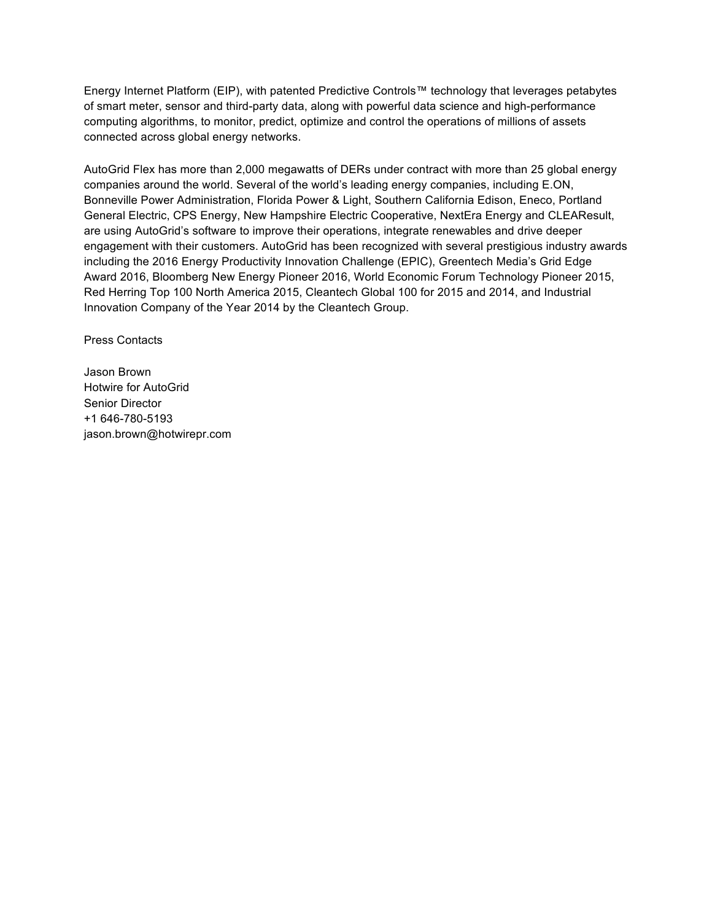Energy Internet Platform (EIP), with patented Predictive Controls™ technology that leverages petabytes of smart meter, sensor and third-party data, along with powerful data science and high-performance computing algorithms, to monitor, predict, optimize and control the operations of millions of assets connected across global energy networks.

AutoGrid Flex has more than 2,000 megawatts of DERs under contract with more than 25 global energy companies around the world. Several of the world's leading energy companies, including E.ON, Bonneville Power Administration, Florida Power & Light, Southern California Edison, Eneco, Portland General Electric, CPS Energy, New Hampshire Electric Cooperative, NextEra Energy and CLEAResult, are using AutoGrid's software to improve their operations, integrate renewables and drive deeper engagement with their customers. AutoGrid has been recognized with several prestigious industry awards including the 2016 Energy Productivity Innovation Challenge (EPIC), Greentech Media's Grid Edge Award 2016, Bloomberg New Energy Pioneer 2016, World Economic Forum Technology Pioneer 2015, Red Herring Top 100 North America 2015, Cleantech Global 100 for 2015 and 2014, and Industrial Innovation Company of the Year 2014 by the Cleantech Group.

Press Contacts

Jason Brown
Hotwire for AutoGrid
Senior Director
+1 646-780-5193
jason.brown@hotwirepr.com